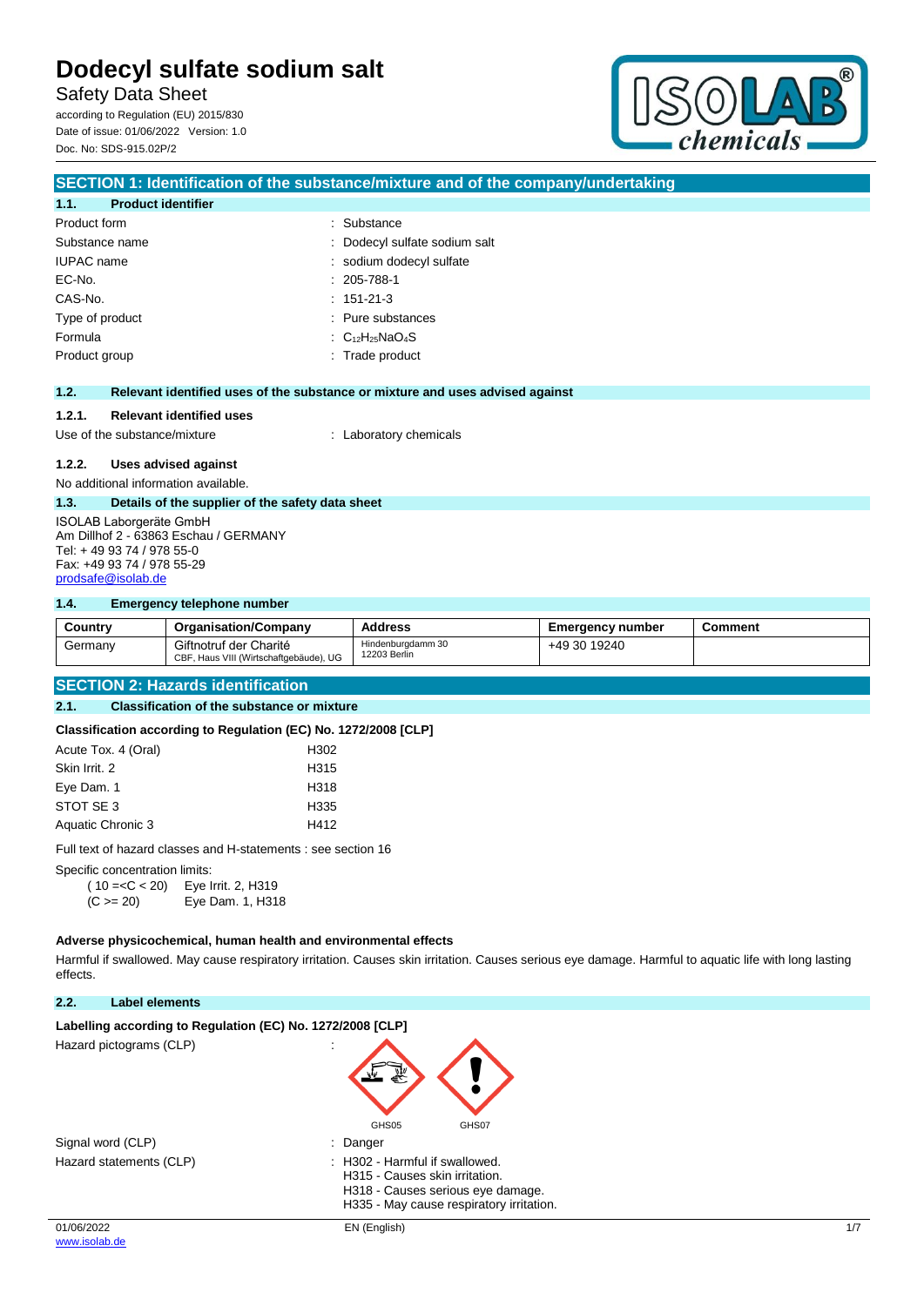# Dodecyl sulfate sodium salt

Safety Data Sheet

according to Regulation (EU) 2015/830
Date of issue: 01/06/2022 Version: 1.0
Doc. No: SDS-915.02P/2

## SECTION 1: Identification of the substance/mixture and of the company/undertaking

### 1.1. Product identifier

| | |
|---|---|
| Product form | : Substance |
| Substance name | : Dodecyl sulfate sodium salt |
| IUPAC name | : sodium dodecyl sulfate |
| EC-No. | : 205-788-1 |
| CAS-No. | : 151-21-3 |
| Type of product | : Pure substances |
| Formula | : $C_{12}H_{25}NaO_4S$ |
| Product group | : Trade product |

### 1.2. Relevant identified uses of the substance or mixture and uses advised against

#### 1.2.1. Relevant identified uses

Use of the substance/mixture : Laboratory chemicals

#### 1.2.2. Uses advised against

No additional information available.

### 1.3. Details of the supplier of the safety data sheet

ISOLAB Laborgeräte GmbH
Am Dillhof 2 - 63863 Eschau / GERMANY
Tel: + 49 93 74 / 978 55-0
Fax: +49 93 74 / 978 55-29
prodsafe@isolab.de

### 1.4. Emergency telephone number

| Country | Organisation/Company | Address | Emergency number | Comment |
|---|---|---|---|---|
| Germany | Giftnotruf der Charité<br>CBF, Haus VIII (Wirtschaftgebäude), UG | Hindenburgdamm 30<br>12203 Berlin | +49 30 19240 | |

## SECTION 2: Hazards identification

### 2.1. Classification of the substance or mixture

**Classification according to Regulation (EC) No. 1272/2008 [CLP]**

| | |
|---|---|
| Acute Tox. 4 (Oral) | H302 |
| Skin Irrit. 2 | H315 |
| Eye Dam. 1 | H318 |
| STOT SE 3 | H335 |
| Aquatic Chronic 3 | H412 |

Full text of hazard classes and H-statements : see section 16

Specific concentration limits:

| | |
|---|---|
| ( 10 =<C < 20) | Eye Irrit. 2, H319 |
| (C >= 20) | Eye Dam. 1, H318 |

**Adverse physicochemical, human health and environmental effects**

Harmful if swallowed. May cause respiratory irritation. Causes skin irritation. Causes serious eye damage. Harmful to aquatic life with long lasting effects.

### 2.2. Label elements

**Labelling according to Regulation (EC) No. 1272/2008 [CLP]**

Hazard pictograms (CLP) :

GHS05 GHS07

Signal word (CLP) : Danger

Hazard statements (CLP) : H302 - Harmful if swallowed.
H315 - Causes skin irritation.
H318 - Causes serious eye damage.
H335 - May cause respiratory irritation.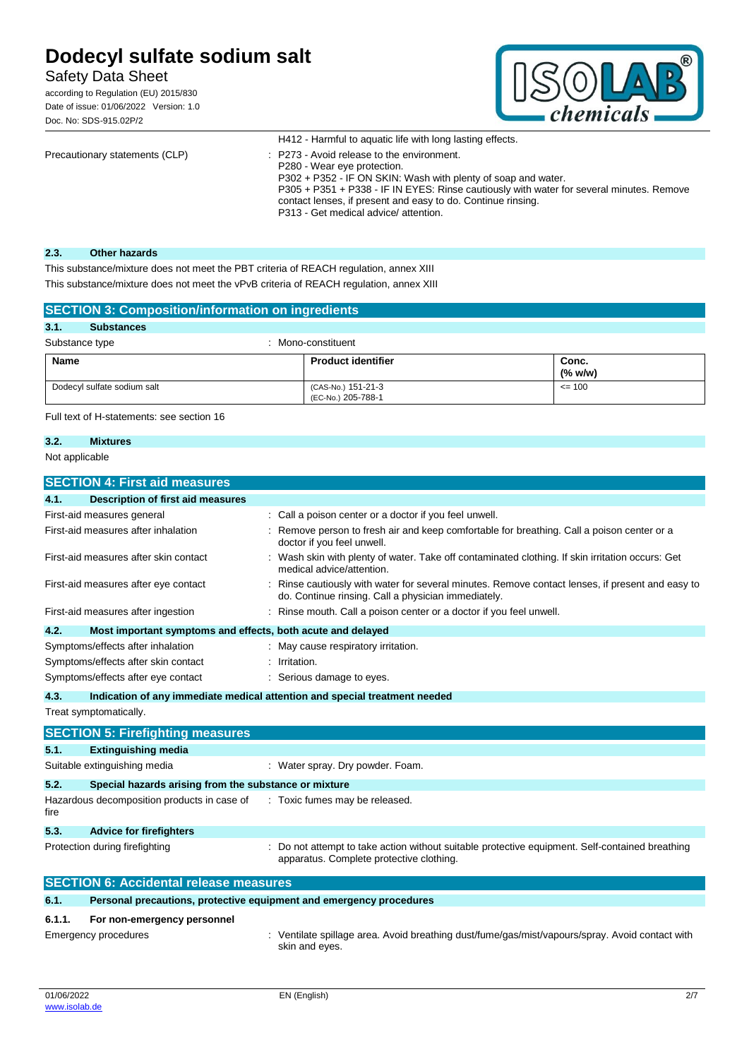H412 - Harmful to aquatic life with long lasting effects.

Precautionary statements (CLP) : P273 - Avoid release to the environment.
P280 - Wear eye protection.
P302 + P352 - IF ON SKIN: Wash with plenty of soap and water.
P305 + P351 + P338 - IF IN EYES: Rinse cautiously with water for several minutes. Remove contact lenses, if present and easy to do. Continue rinsing.
P313 - Get medical advice/ attention.

### 2.3. Other hazards

This substance/mixture does not meet the PBT criteria of REACH regulation, annex XIII

This substance/mixture does not meet the vPvB criteria of REACH regulation, annex XIII

## SECTION 3: Composition/information on ingredients

### 3.1. Substances

Substance type : Mono-constituent

| Name | Product identifier | Conc. (% w/w) |
|---|---|---|
| Dodecyl sulfate sodium salt | (CAS-No.) 151-21-3<br>(EC-No.) 205-788-1 | <= 100 |

Full text of H-statements: see section 16

### 3.2. Mixtures

Not applicable

## SECTION 4: First aid measures

### 4.1. Description of first aid measures

First-aid measures general : Call a poison center or a doctor if you feel unwell.

First-aid measures after inhalation : Remove person to fresh air and keep comfortable for breathing. Call a poison center or a doctor if you feel unwell.

First-aid measures after skin contact : Wash skin with plenty of water. Take off contaminated clothing. If skin irritation occurs: Get medical advice/attention.

First-aid measures after eye contact : Rinse cautiously with water for several minutes. Remove contact lenses, if present and easy to do. Continue rinsing. Call a physician immediately.

First-aid measures after ingestion : Rinse mouth. Call a poison center or a doctor if you feel unwell.

### 4.2. Most important symptoms and effects, both acute and delayed

Symptoms/effects after inhalation : May cause respiratory irritation.

Symptoms/effects after skin contact : Irritation.

Symptoms/effects after eye contact : Serious damage to eyes.

### 4.3. Indication of any immediate medical attention and special treatment needed

Treat symptomatically.

## SECTION 5: Firefighting measures

### 5.1. Extinguishing media

Suitable extinguishing media : Water spray. Dry powder. Foam.

### 5.2. Special hazards arising from the substance or mixture

Hazardous decomposition products in case of fire : Toxic fumes may be released.

### 5.3. Advice for firefighters

Protection during firefighting : Do not attempt to take action without suitable protective equipment. Self-contained breathing apparatus. Complete protective clothing.

## SECTION 6: Accidental release measures

### 6.1. Personal precautions, protective equipment and emergency procedures

#### 6.1.1. For non-emergency personnel

Emergency procedures : Ventilate spillage area. Avoid breathing dust/fume/gas/mist/vapours/spray. Avoid contact with skin and eyes.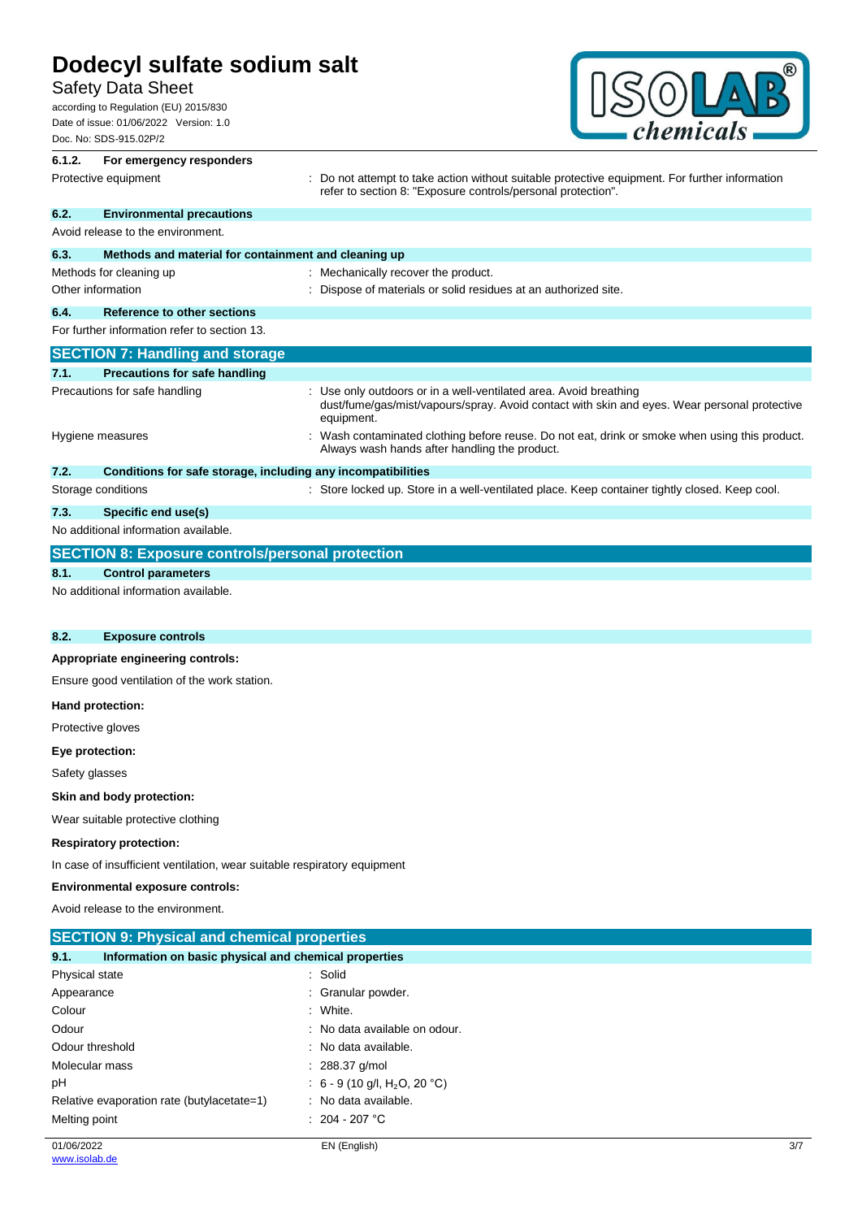#### 6.1.2. For emergency responders

| | |
|---|---|
| Protective equipment | : Do not attempt to take action without suitable protective equipment. For further information refer to section 8: "Exposure controls/personal protection". |

### 6.2. Environmental precautions

Avoid release to the environment.

### 6.3. Methods and material for containment and cleaning up

| | |
|---|---|
| Methods for cleaning up | : Mechanically recover the product. |
| Other information | : Dispose of materials or solid residues at an authorized site. |

### 6.4. Reference to other sections

For further information refer to section 13.

## SECTION 7: Handling and storage

### 7.1. Precautions for safe handling

| | |
|---|---|
| Precautions for safe handling | : Use only outdoors or in a well-ventilated area. Avoid breathing dust/fume/gas/mist/vapours/spray. Avoid contact with skin and eyes. Wear personal protective equipment. |
| Hygiene measures | : Wash contaminated clothing before reuse. Do not eat, drink or smoke when using this product. Always wash hands after handling the product. |

### 7.2. Conditions for safe storage, including any incompatibilities

| | |
|---|---|
| Storage conditions | : Store locked up. Store in a well-ventilated place. Keep container tightly closed. Keep cool. |

### 7.3. Specific end use(s)

No additional information available.

## SECTION 8: Exposure controls/personal protection

### 8.1. Control parameters

No additional information available.

### 8.2. Exposure controls

**Appropriate engineering controls:**

Ensure good ventilation of the work station.

**Hand protection:**

Protective gloves

**Eye protection:**

Safety glasses

**Skin and body protection:**

Wear suitable protective clothing

**Respiratory protection:**

In case of insufficient ventilation, wear suitable respiratory equipment

**Environmental exposure controls:**

Avoid release to the environment.

## SECTION 9: Physical and chemical properties

### 9.1. Information on basic physical and chemical properties

| | |
|---|---|
| Physical state | : Solid |
| Appearance | : Granular powder. |
| Colour | : White. |
| Odour | : No data available on odour. |
| Odour threshold | : No data available. |
| Molecular mass | : 288.37 g/mol |
| pH | : 6 - 9 (10 g/l, $H_2O$, 20 °C) |
| Relative evaporation rate (butylacetate=1) | : No data available. |
| Melting point | : 204 - 207 °C |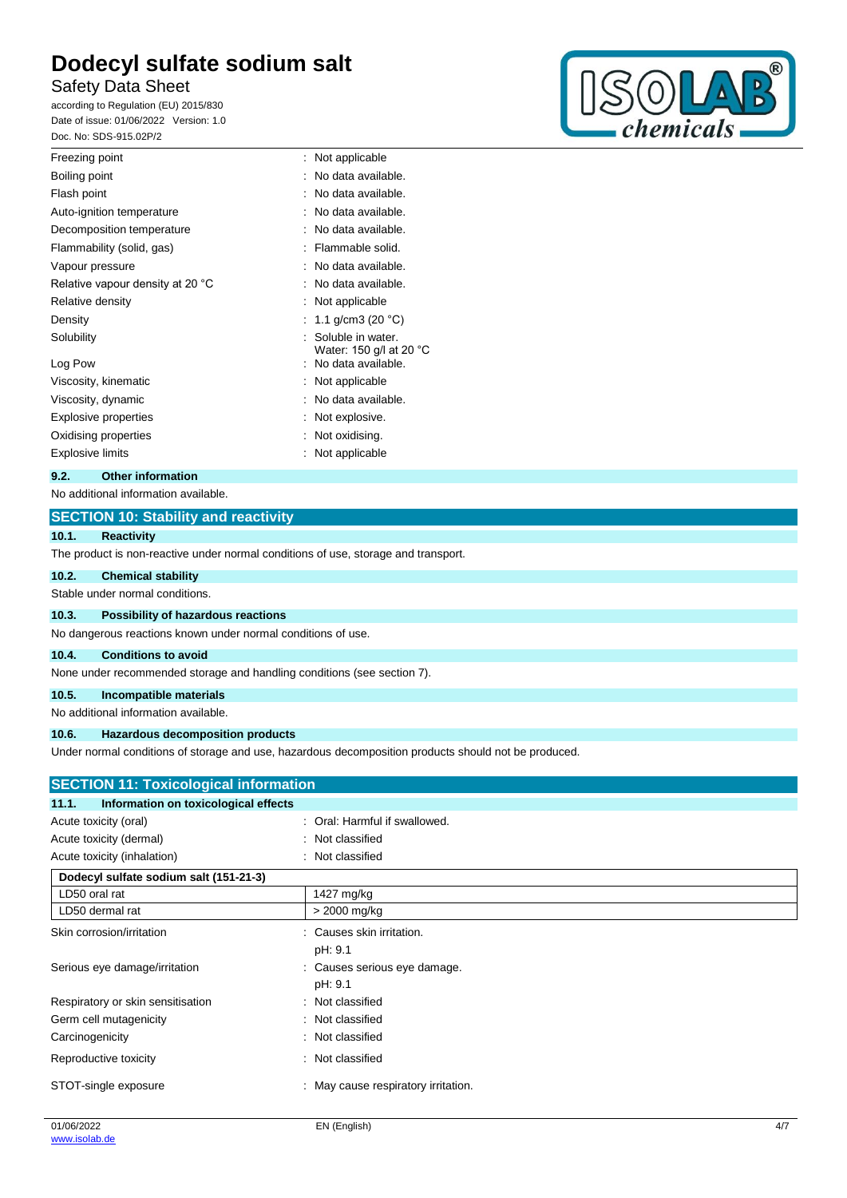| | |
|---|---|
| Freezing point | : Not applicable |
| Boiling point | : No data available. |
| Flash point | : No data available. |
| Auto-ignition temperature | : No data available. |
| Decomposition temperature | : No data available. |
| Flammability (solid, gas) | : Flammable solid. |
| Vapour pressure | : No data available. |
| Relative vapour density at 20 °C | : No data available. |
| Relative density | : Not applicable |
| Density | : 1.1 g/cm3 (20 °C) |
| Solubility | : Soluble in water. Water: 150 g/l at 20 °C |
| Log Pow | : No data available. |
| Viscosity, kinematic | : Not applicable |
| Viscosity, dynamic | : No data available. |
| Explosive properties | : Not explosive. |
| Oxidising properties | : Not oxidising. |
| Explosive limits | : Not applicable |

### 9.2. Other information

No additional information available.

## SECTION 10: Stability and reactivity

### 10.1. Reactivity

The product is non-reactive under normal conditions of use, storage and transport.

### 10.2. Chemical stability

Stable under normal conditions.

### 10.3. Possibility of hazardous reactions

No dangerous reactions known under normal conditions of use.

### 10.4. Conditions to avoid

None under recommended storage and handling conditions (see section 7).

### 10.5. Incompatible materials

No additional information available.

### 10.6. Hazardous decomposition products

Under normal conditions of storage and use, hazardous decomposition products should not be produced.

## SECTION 11: Toxicological information

### 11.1. Information on toxicological effects

| | |
|---|---|
| Acute toxicity (oral) | : Oral: Harmful if swallowed. |
| Acute toxicity (dermal) | : Not classified |
| Acute toxicity (inhalation) | : Not classified |

| Dodecyl sulfate sodium salt (151-21-3) | |
|---|---|
| LD50 oral rat | 1427 mg/kg |
| LD50 dermal rat | > 2000 mg/kg |

| | |
|---|---|
| Skin corrosion/irritation | : Causes skin irritation. pH: 9.1 |
| Serious eye damage/irritation | : Causes serious eye damage. pH: 9.1 |
| Respiratory or skin sensitisation | : Not classified |
| Germ cell mutagenicity | : Not classified |
| Carcinogenicity | : Not classified |
| Reproductive toxicity | : Not classified |
| STOT-single exposure | : May cause respiratory irritation. |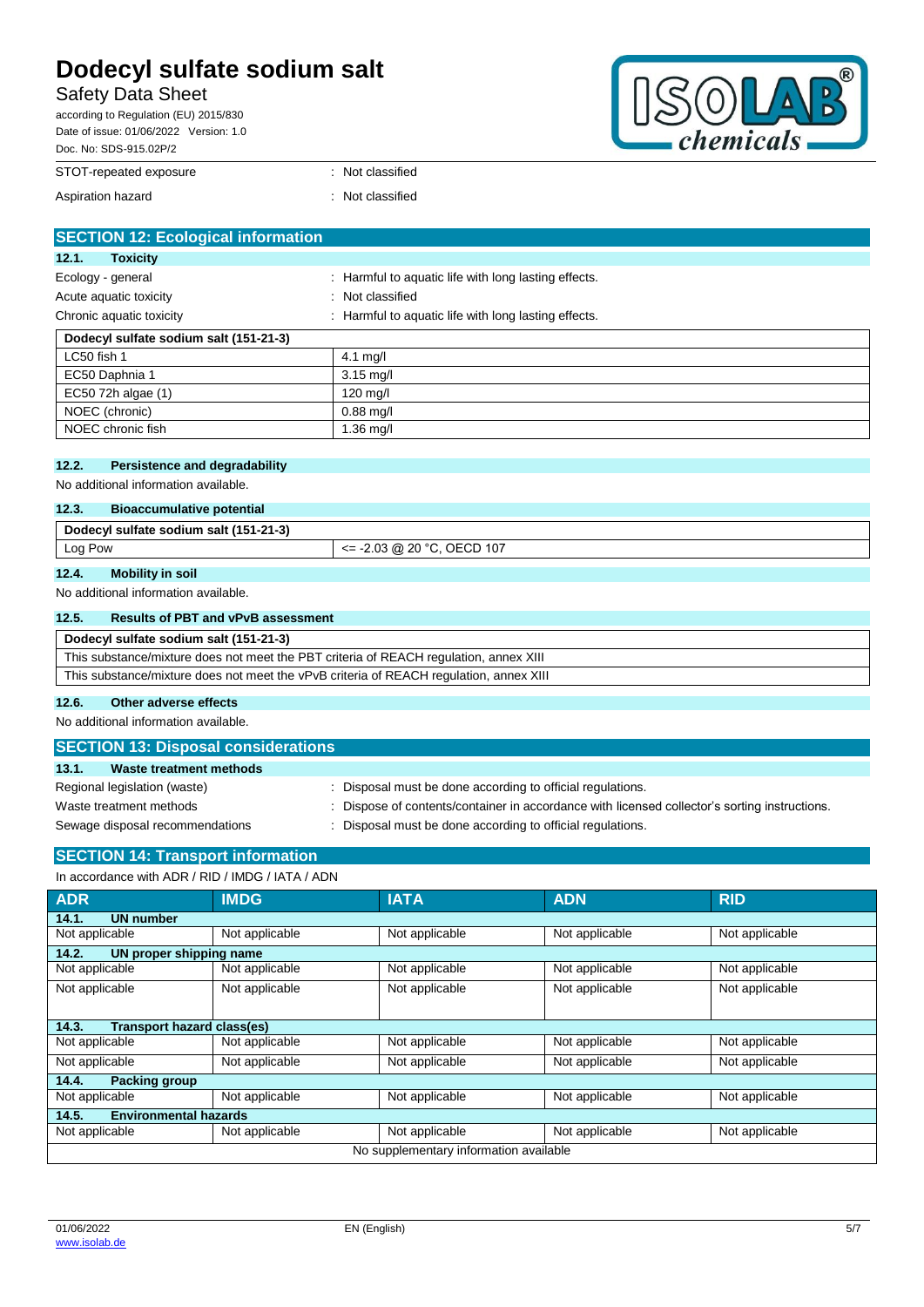| | |
|---|---|
| STOT-repeated exposure | : Not classified |
| Aspiration hazard | : Not classified |

## SECTION 12: Ecological information

### 12.1. Toxicity

| | |
|---|---|
| Ecology - general | : Harmful to aquatic life with long lasting effects. |
| Acute aquatic toxicity | : Not classified |
| Chronic aquatic toxicity | : Harmful to aquatic life with long lasting effects. |

| Dodecyl sulfate sodium salt (151-21-3) | |
|---|---|
| LC50 fish 1 | 4.1 mg/l |
| EC50 Daphnia 1 | 3.15 mg/l |
| EC50 72h algae (1) | 120 mg/l |
| NOEC (chronic) | 0.88 mg/l |
| NOEC chronic fish | 1.36 mg/l |

### 12.2. Persistence and degradability

No additional information available.

### 12.3. Bioaccumulative potential

| Dodecyl sulfate sodium salt (151-21-3) | |
|---|---|
| Log Pow | <= -2.03 @ 20 °C, OECD 107 |

### 12.4. Mobility in soil

No additional information available.

### 12.5. Results of PBT and vPvB assessment

| Dodecyl sulfate sodium salt (151-21-3) |
|---|
| This substance/mixture does not meet the PBT criteria of REACH regulation, annex XIII |
| This substance/mixture does not meet the vPvB criteria of REACH regulation, annex XIII |

### 12.6. Other adverse effects

No additional information available.

## SECTION 13: Disposal considerations

### 13.1. Waste treatment methods

| | |
|---|---|
| Regional legislation (waste) | : Disposal must be done according to official regulations. |
| Waste treatment methods | : Dispose of contents/container in accordance with licensed collector's sorting instructions. |
| Sewage disposal recommendations | : Disposal must be done according to official regulations. |

## SECTION 14: Transport information

In accordance with ADR / RID / IMDG / IATA / ADN

| ADR | IMDG | IATA | ADN | RID |
|---|---|---|---|---|
| **14.1. UN number** | | | | |
| Not applicable | Not applicable | Not applicable | Not applicable | Not applicable |
| **14.2. UN proper shipping name** | | | | |
| Not applicable | Not applicable | Not applicable | Not applicable | Not applicable |
| Not applicable | Not applicable | Not applicable | Not applicable | Not applicable |
| **14.3. Transport hazard class(es)** | | | | |
| Not applicable | Not applicable | Not applicable | Not applicable | Not applicable |
| Not applicable | Not applicable | Not applicable | Not applicable | Not applicable |
| **14.4. Packing group** | | | | |
| Not applicable | Not applicable | Not applicable | Not applicable | Not applicable |
| **14.5. Environmental hazards** | | | | |
| Not applicable | Not applicable | Not applicable | Not applicable | Not applicable |
| No supplementary information available | | | | |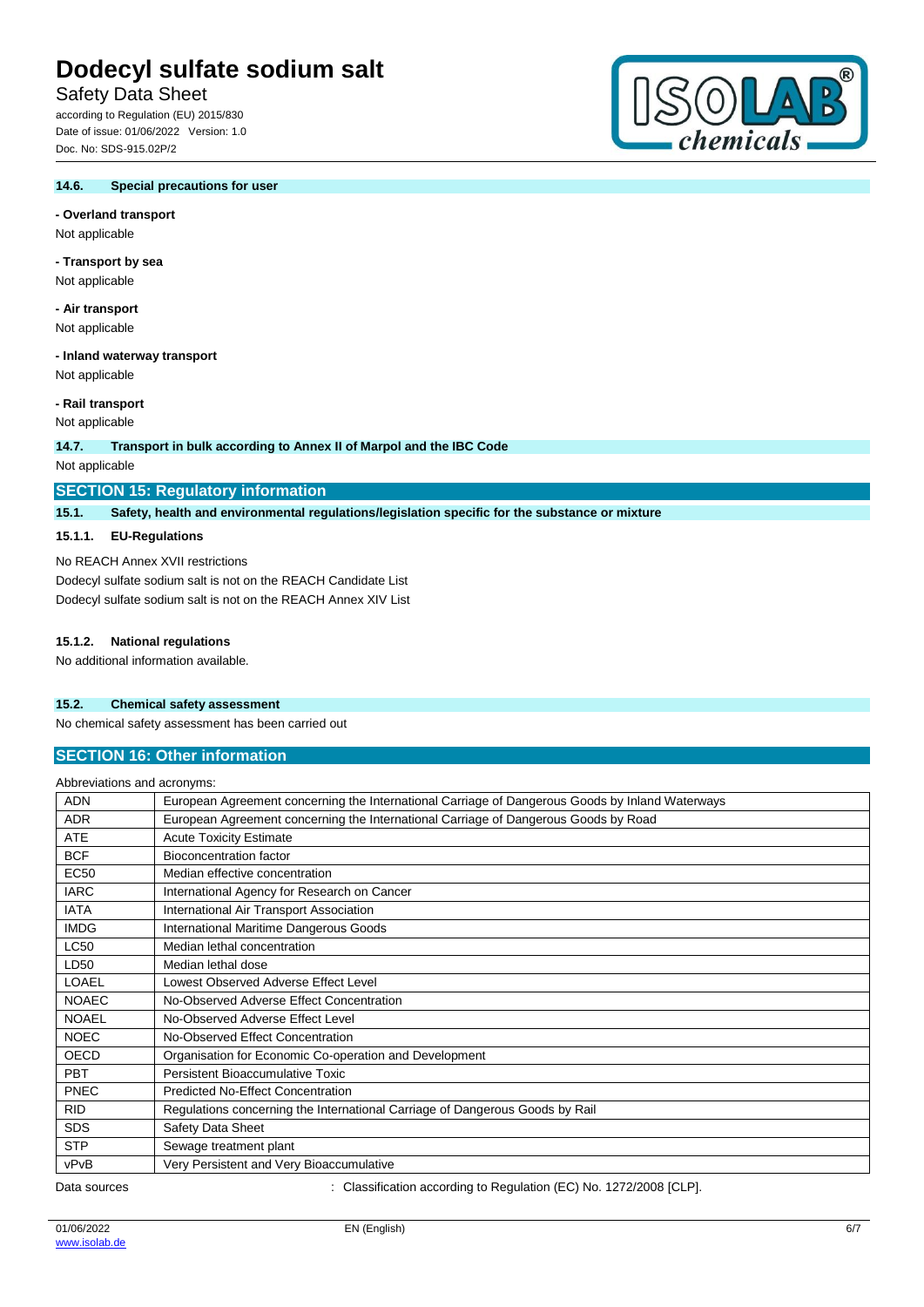### 14.6. Special precautions for user

**- Overland transport**

Not applicable

**- Transport by sea**

Not applicable

**- Air transport**

Not applicable

**- Inland waterway transport**

Not applicable

**- Rail transport**

Not applicable

### 14.7. Transport in bulk according to Annex II of Marpol and the IBC Code

Not applicable

## SECTION 15: Regulatory information

### 15.1. Safety, health and environmental regulations/legislation specific for the substance or mixture

#### 15.1.1. EU-Regulations

No REACH Annex XVII restrictions

Dodecyl sulfate sodium salt is not on the REACH Candidate List

Dodecyl sulfate sodium salt is not on the REACH Annex XIV List

#### 15.1.2. National regulations

No additional information available.

### 15.2. Chemical safety assessment

No chemical safety assessment has been carried out

## SECTION 16: Other information

Abbreviations and acronyms:

| | |
|---|---|
| ADN | European Agreement concerning the International Carriage of Dangerous Goods by Inland Waterways |
| ADR | European Agreement concerning the International Carriage of Dangerous Goods by Road |
| ATE | Acute Toxicity Estimate |
| BCF | Bioconcentration factor |
| EC50 | Median effective concentration |
| IARC | International Agency for Research on Cancer |
| IATA | International Air Transport Association |
| IMDG | International Maritime Dangerous Goods |
| LC50 | Median lethal concentration |
| LD50 | Median lethal dose |
| LOAEL | Lowest Observed Adverse Effect Level |
| NOAEC | No-Observed Adverse Effect Concentration |
| NOAEL | No-Observed Adverse Effect Level |
| NOEC | No-Observed Effect Concentration |
| OECD | Organisation for Economic Co-operation and Development |
| PBT | Persistent Bioaccumulative Toxic |
| PNEC | Predicted No-Effect Concentration |
| RID | Regulations concerning the International Carriage of Dangerous Goods by Rail |
| SDS | Safety Data Sheet |
| STP | Sewage treatment plant |
| vPvB | Very Persistent and Very Bioaccumulative |

Data sources : Classification according to Regulation (EC) No. 1272/2008 [CLP].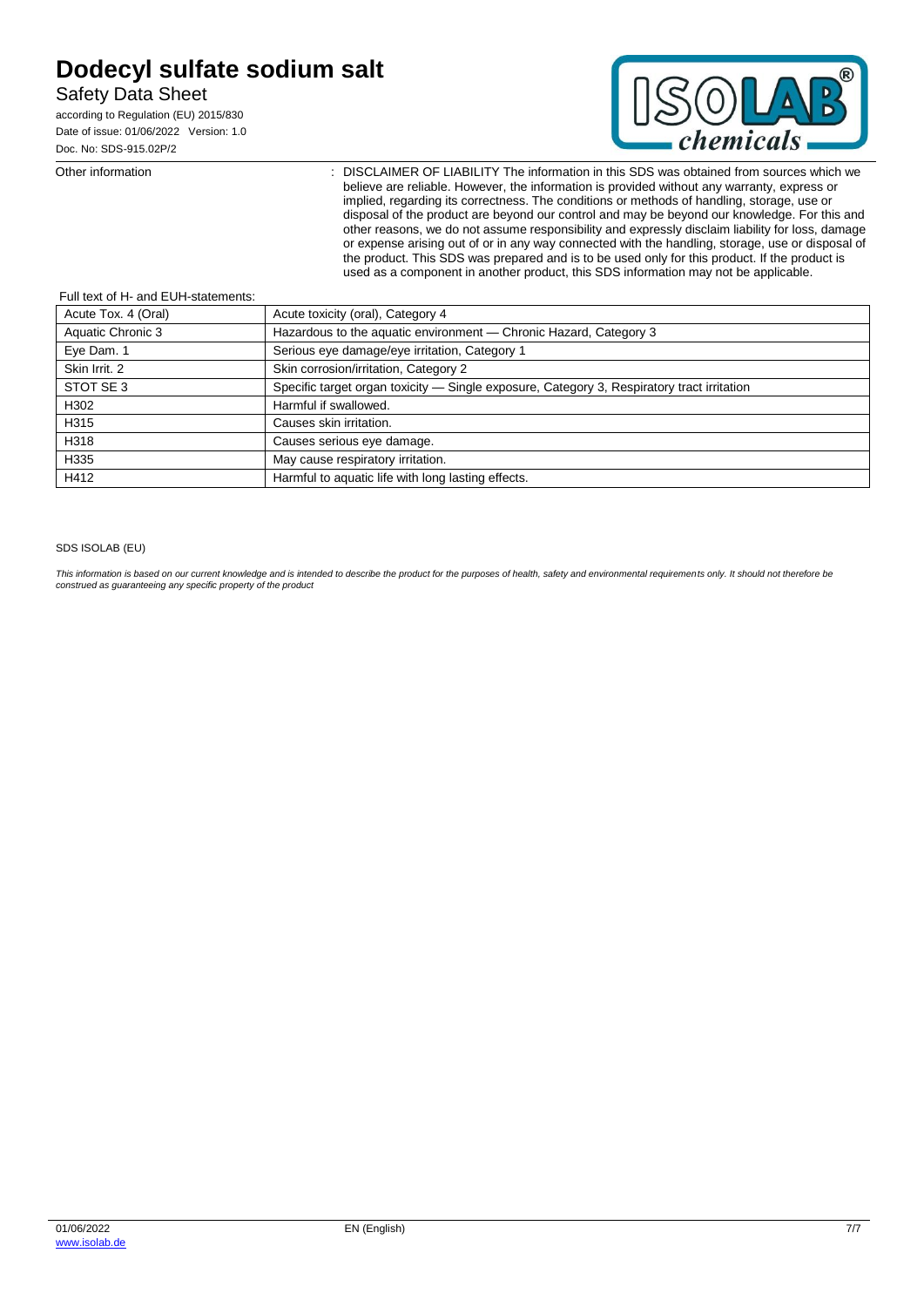Other information : DISCLAIMER OF LIABILITY The information in this SDS was obtained from sources which we believe are reliable. However, the information is provided without any warranty, express or implied, regarding its correctness. The conditions or methods of handling, storage, use or disposal of the product are beyond our control and may be beyond our knowledge. For this and other reasons, we do not assume responsibility and expressly disclaim liability for loss, damage or expense arising out of or in any way connected with the handling, storage, use or disposal of the product. This SDS was prepared and is to be used only for this product. If the product is used as a component in another product, this SDS information may not be applicable.

Full text of H- and EUH-statements:

| | |
|---|---|
| Acute Tox. 4 (Oral) | Acute toxicity (oral), Category 4 |
| Aquatic Chronic 3 | Hazardous to the aquatic environment — Chronic Hazard, Category 3 |
| Eye Dam. 1 | Serious eye damage/eye irritation, Category 1 |
| Skin Irrit. 2 | Skin corrosion/irritation, Category 2 |
| STOT SE 3 | Specific target organ toxicity — Single exposure, Category 3, Respiratory tract irritation |
| H302 | Harmful if swallowed. |
| H315 | Causes skin irritation. |
| H318 | Causes serious eye damage. |
| H335 | May cause respiratory irritation. |
| H412 | Harmful to aquatic life with long lasting effects. |

SDS ISOLAB (EU)

*This information is based on our current knowledge and is intended to describe the product for the purposes of health, safety and environmental requirements only. It should not therefore be construed as guaranteeing any specific property of the product*